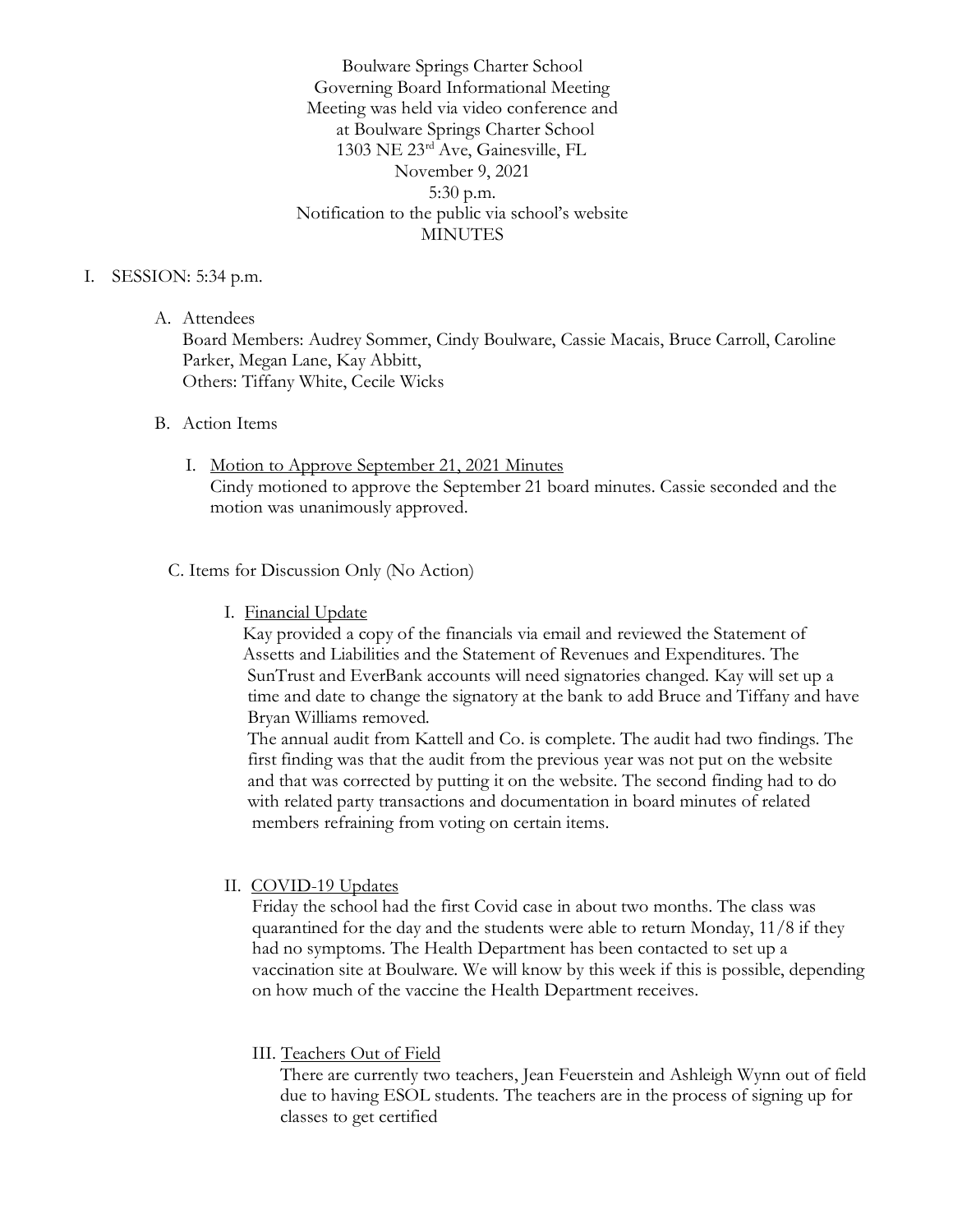Boulware Springs Charter School
Governing Board Informational Meeting
Meeting was held via video conference and
at Boulware Springs Charter School
1303 NE 23rd Ave, Gainesville, FL
November 9, 2021
5:30 p.m.
Notification to the public via school's website
MINUTES

I. SESSION: 5:34 p.m.

A. Attendees

Board Members: Audrey Sommer, Cindy Boulware, Cassie Macais, Bruce Carroll, Caroline Parker, Megan Lane, Kay Abbitt,

Others: Tiffany White, Cecile Wicks

B. Action Items

I. Motion to Approve September 21, 2021 Minutes

Cindy motioned to approve the September 21 board minutes. Cassie seconded and the motion was unanimously approved.

C. Items for Discussion Only (No Action)

I. Financial Update

Kay provided a copy of the financials via email and reviewed the Statement of Assetts and Liabilities and the Statement of Revenues and Expenditures. The SunTrust and EverBank accounts will need signatories changed. Kay will set up a time and date to change the signatory at the bank to add Bruce and Tiffany and have Bryan Williams removed.

The annual audit from Kattell and Co. is complete. The audit had two findings. The first finding was that the audit from the previous year was not put on the website and that was corrected by putting it on the website. The second finding had to do with related party transactions and documentation in board minutes of related members refraining from voting on certain items.

II. COVID-19 Updates

Friday the school had the first Covid case in about two months. The class was quarantined for the day and the students were able to return Monday, 11/8 if they had no symptoms. The Health Department has been contacted to set up a vaccination site at Boulware. We will know by this week if this is possible, depending on how much of the vaccine the Health Department receives.

III. Teachers Out of Field

There are currently two teachers, Jean Feuerstein and Ashleigh Wynn out of field due to having ESOL students. The teachers are in the process of signing up for classes to get certified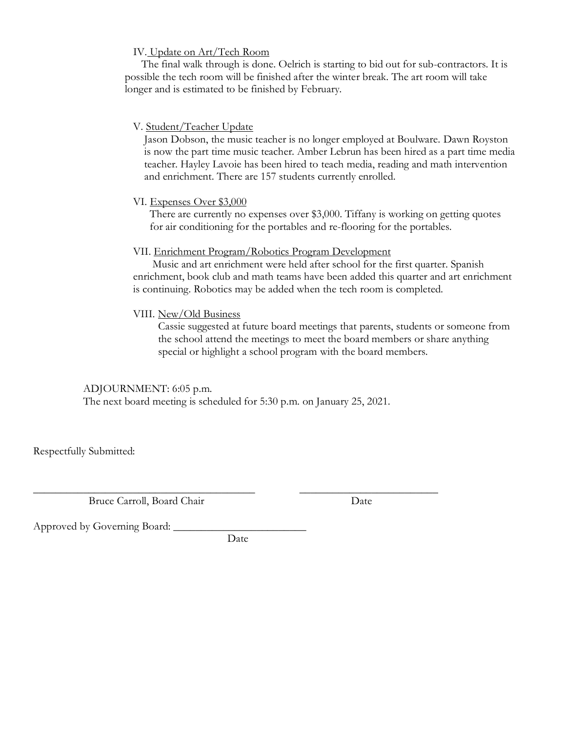IV. Update on Art/Tech Room

The final walk through is done. Oelrich is starting to bid out for sub-contractors. It is possible the tech room will be finished after the winter break. The art room will take longer and is estimated to be finished by February.

V. Student/Teacher Update

Jason Dobson, the music teacher is no longer employed at Boulware. Dawn Royston is now the part time music teacher. Amber Lebrun has been hired as a part time media teacher. Hayley Lavoie has been hired to teach media, reading and math intervention and enrichment. There are 157 students currently enrolled.

VI. Expenses Over $3,000

There are currently no expenses over $3,000. Tiffany is working on getting quotes for air conditioning for the portables and re-flooring for the portables.

VII. Enrichment Program/Robotics Program Development

Music and art enrichment were held after school for the first quarter. Spanish enrichment, book club and math teams have been added this quarter and art enrichment is continuing. Robotics may be added when the tech room is completed.

VIII. New/Old Business

Cassie suggested at future board meetings that parents, students or someone from the school attend the meetings to meet the board members or share anything special or highlight a school program with the board members.

ADJOURNMENT: 6:05 p.m.
The next board meeting is scheduled for 5:30 p.m. on January 25, 2021.

Respectfully Submitted:

_______________________________________ _________________________
Bruce Carroll, Board Chair Date

Approved by Governing Board: _________________________
Date